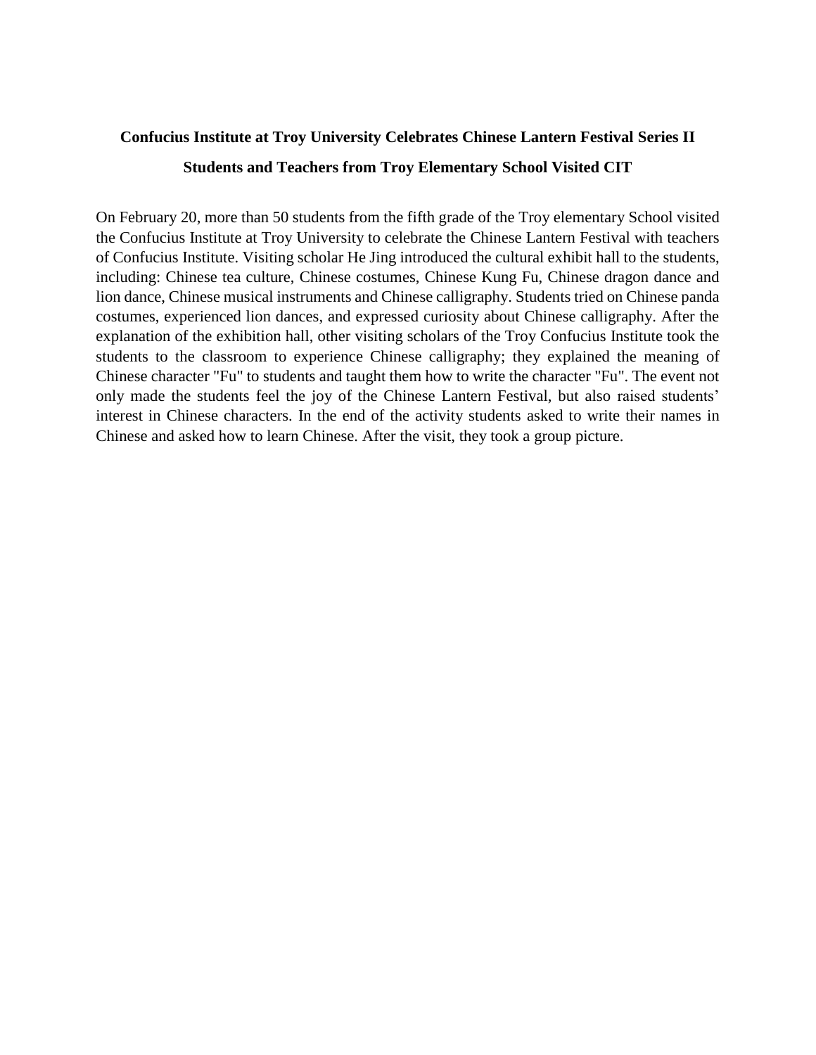**Confucius Institute at Troy University Celebrates Chinese Lantern Festival Series II**

**Students and Teachers from Troy Elementary School Visited CIT**

On February 20, more than 50 students from the fifth grade of the Troy elementary School visited the Confucius Institute at Troy University to celebrate the Chinese Lantern Festival with teachers of Confucius Institute. Visiting scholar He Jing introduced the cultural exhibit hall to the students, including: Chinese tea culture, Chinese costumes, Chinese Kung Fu, Chinese dragon dance and lion dance, Chinese musical instruments and Chinese calligraphy. Students tried on Chinese panda costumes, experienced lion dances, and expressed curiosity about Chinese calligraphy. After the explanation of the exhibition hall, other visiting scholars of the Troy Confucius Institute took the students to the classroom to experience Chinese calligraphy; they explained the meaning of Chinese character "Fu" to students and taught them how to write the character "Fu". The event not only made the students feel the joy of the Chinese Lantern Festival, but also raised students' interest in Chinese characters. In the end of the activity students asked to write their names in Chinese and asked how to learn Chinese. After the visit, they took a group picture.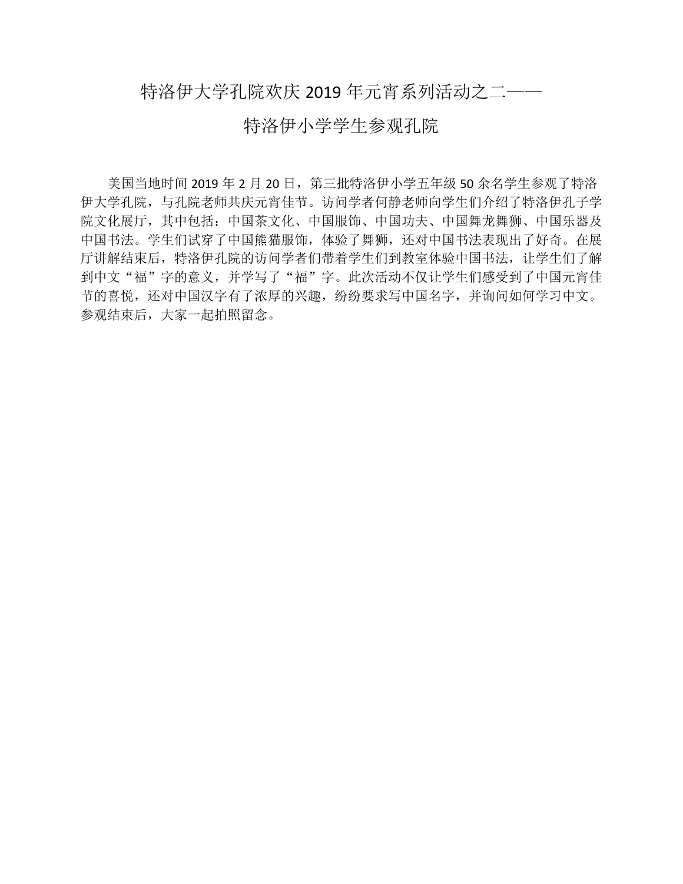# 特洛伊大学孔院欢庆 2019 年元宵系列活动之二——

# 特洛伊小学学生参观孔院

美国当地时间 2019 年 2 月 20 日，第三批特洛伊小学五年级 50 余名学生参观了特洛伊大学孔院，与孔院老师共庆元宵佳节。访问学者何静老师向学生们介绍了特洛伊孔子学院文化展厅，其中包括：中国茶文化、中国服饰、中国功夫、中国舞龙舞狮、中国乐器及中国书法。学生们试穿了中国熊猫服饰，体验了舞狮，还对中国书法表现出了好奇。在展厅讲解结束后，特洛伊孔院的访问学者们带着学生们到教室体验中国书法，让学生们了解到中文“福”字的意义，并学写了“福”字。此次活动不仅让学生们感受到了中国元宵佳节的喜悦，还对中国汉字有了浓厚的兴趣，纷纷要求写中国名字，并询问如何学习中文。参观结束后，大家一起拍照留念。